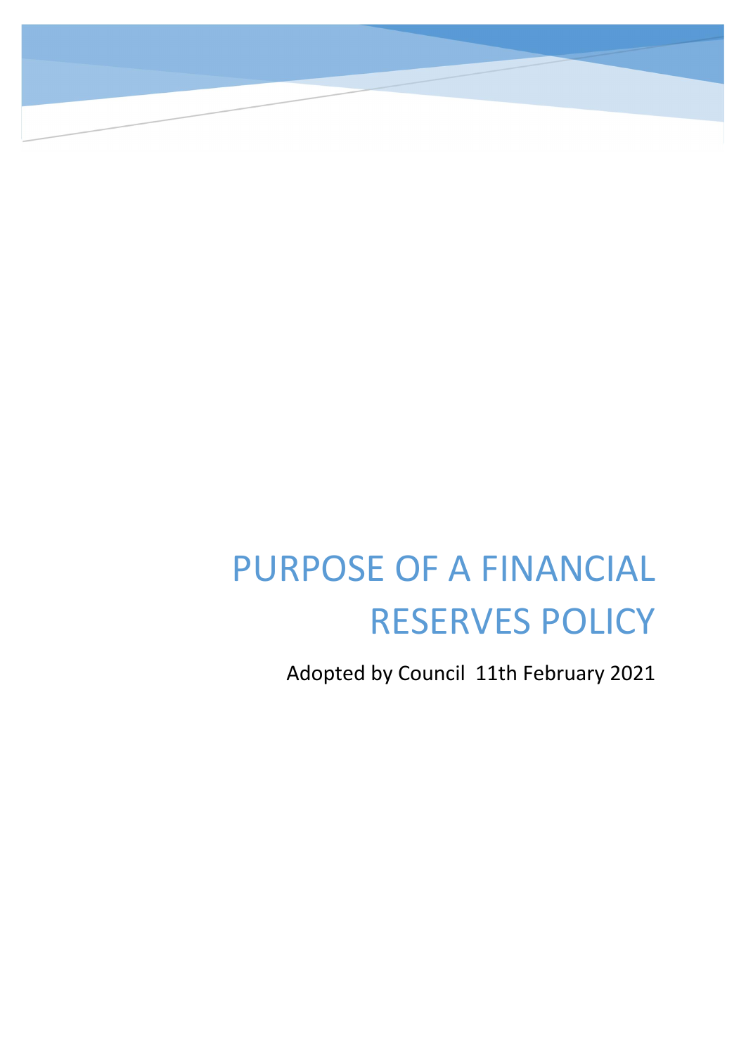# PURPOSE OF A FINANCIAL RESERVES POLICY

Adopted by Council 11th February 2021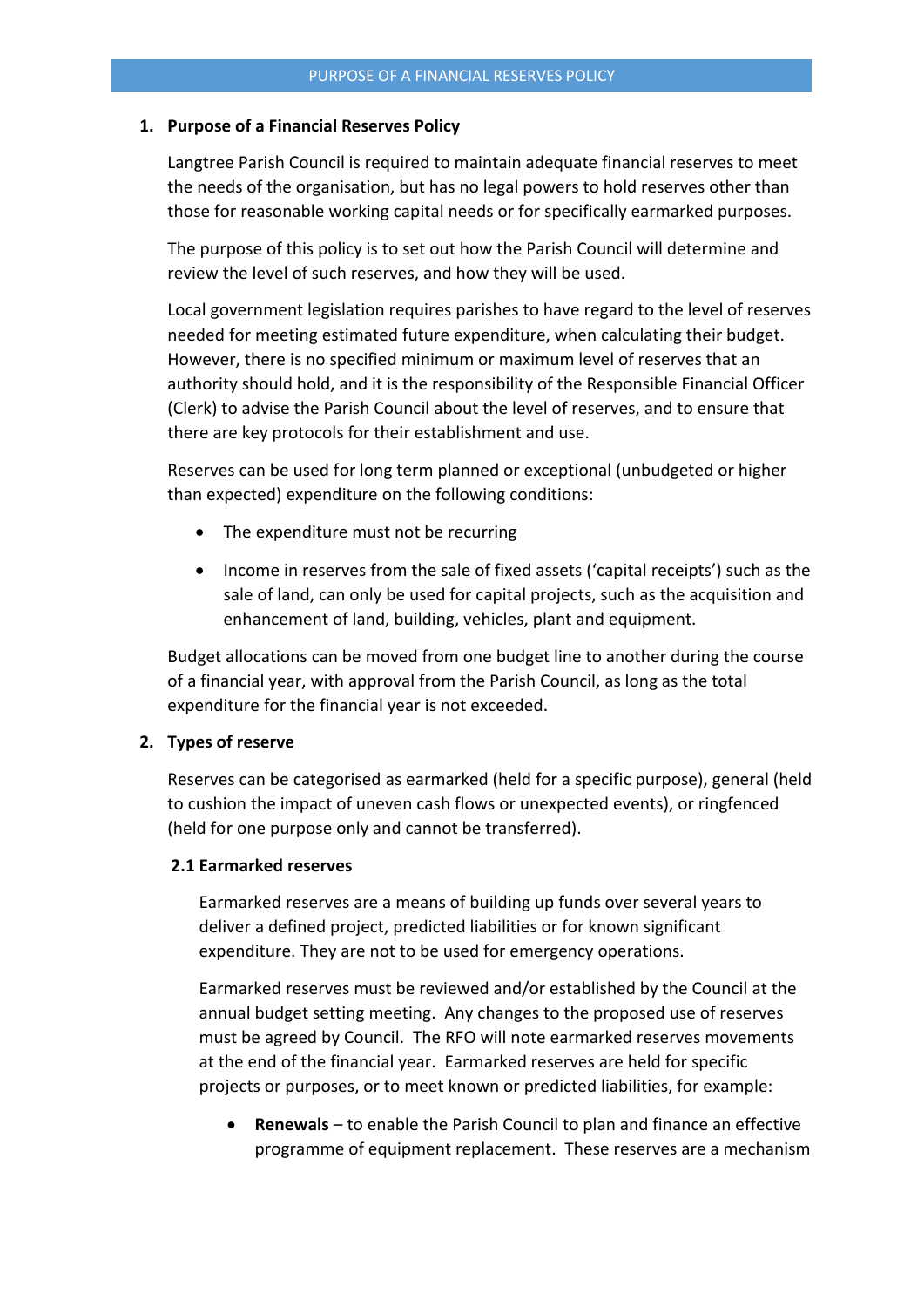## 1. Purpose of a Financial Reserves Policy

Langtree Parish Council is required to maintain adequate financial reserves to meet the needs of the organisation, but has no legal powers to hold reserves other than those for reasonable working capital needs or for specifically earmarked purposes.

The purpose of this policy is to set out how the Parish Council will determine and review the level of such reserves, and how they will be used.

Local government legislation requires parishes to have regard to the level of reserves needed for meeting estimated future expenditure, when calculating their budget. However, there is no specified minimum or maximum level of reserves that an authority should hold, and it is the responsibility of the Responsible Financial Officer (Clerk) to advise the Parish Council about the level of reserves, and to ensure that there are key protocols for their establishment and use.

Reserves can be used for long term planned or exceptional (unbudgeted or higher than expected) expenditure on the following conditions:

- The expenditure must not be recurring
- Income in reserves from the sale of fixed assets ('capital receipts') such as the sale of land, can only be used for capital projects, such as the acquisition and enhancement of land, building, vehicles, plant and equipment.

Budget allocations can be moved from one budget line to another during the course of a financial year, with approval from the Parish Council, as long as the total expenditure for the financial year is not exceeded.

## 2. Types of reserve

Reserves can be categorised as earmarked (held for a specific purpose), general (held to cushion the impact of uneven cash flows or unexpected events), or ringfenced (held for one purpose only and cannot be transferred).

### 2.1 Earmarked reserves

Earmarked reserves are a means of building up funds over several years to deliver a defined project, predicted liabilities or for known significant expenditure. They are not to be used for emergency operations.

Earmarked reserves must be reviewed and/or established by the Council at the annual budget setting meeting. Any changes to the proposed use of reserves must be agreed by Council. The RFO will note earmarked reserves movements at the end of the financial year. Earmarked reserves are held for specific projects or purposes, or to meet known or predicted liabilities, for example:

- **Renewals** – to enable the Parish Council to plan and finance an effective programme of equipment replacement. These reserves are a mechanism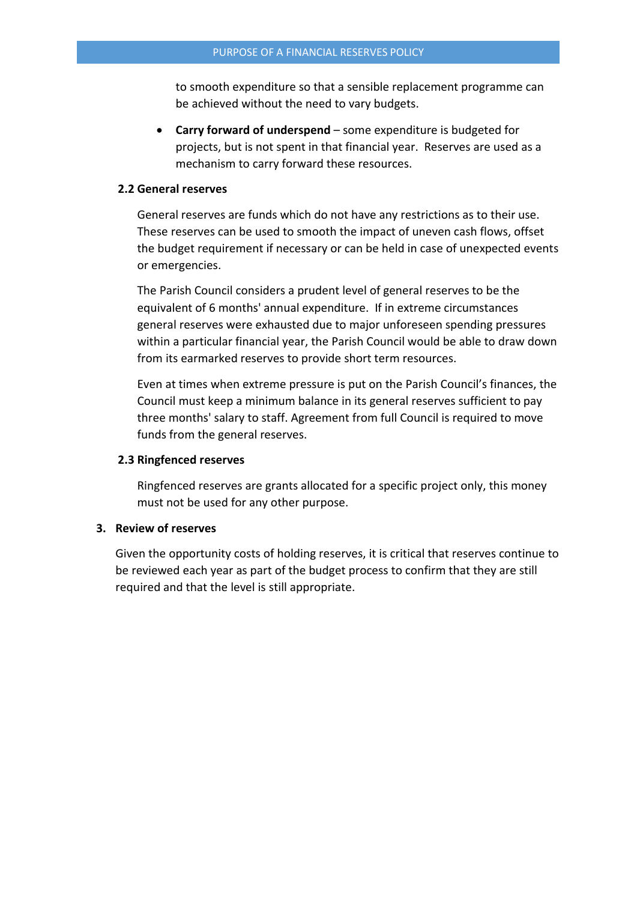to smooth expenditure so that a sensible replacement programme can be achieved without the need to vary budgets.

- **Carry forward of underspend** – some expenditure is budgeted for projects, but is not spent in that financial year. Reserves are used as a mechanism to carry forward these resources.

### 2.2 General reserves

General reserves are funds which do not have any restrictions as to their use. These reserves can be used to smooth the impact of uneven cash flows, offset the budget requirement if necessary or can be held in case of unexpected events or emergencies.

The Parish Council considers a prudent level of general reserves to be the equivalent of 6 months' annual expenditure. If in extreme circumstances general reserves were exhausted due to major unforeseen spending pressures within a particular financial year, the Parish Council would be able to draw down from its earmarked reserves to provide short term resources.

Even at times when extreme pressure is put on the Parish Council's finances, the Council must keep a minimum balance in its general reserves sufficient to pay three months' salary to staff. Agreement from full Council is required to move funds from the general reserves.

### 2.3 Ringfenced reserves

Ringfenced reserves are grants allocated for a specific project only, this money must not be used for any other purpose.

## 3. Review of reserves

Given the opportunity costs of holding reserves, it is critical that reserves continue to be reviewed each year as part of the budget process to confirm that they are still required and that the level is still appropriate.